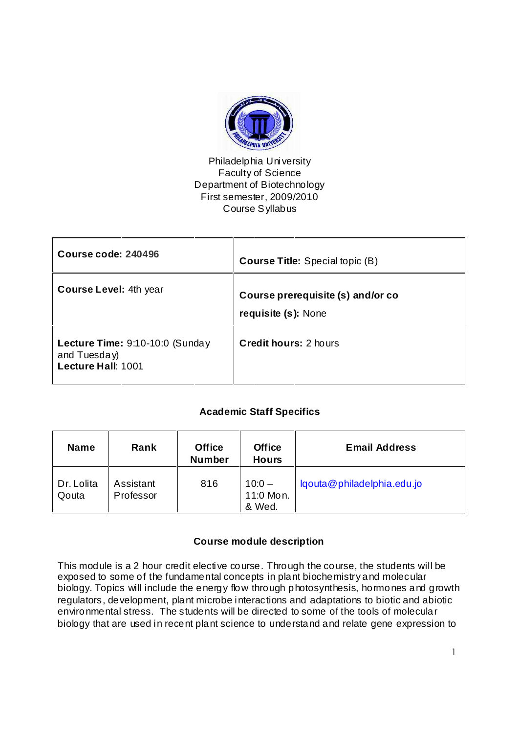Philadelphia University
Faculty of Science
Department of Biotechnology
First semester, 2009/2010
Course Syllabus

| **Course code: 240496** | **Course Title:** Special topic (B) |
|---|---|
| **Course Level:** 4th year | **Course prerequisite (s) and/or co requisite (s):** None |
| **Lecture Time:** 9:10-10:0 (Sunday and Tuesday) **Lecture Hall**: 1001 | **Credit hours:** 2 hours |

## Academic Staff Specifics

| Name | Rank | Office Number | Office Hours | Email Address |
|---|---|---|---|---|
| Dr. Lolita Qouta | Assistant Professor | 816 | 10:0 – 11:0 Mon. & Wed. | lqouta@philadelphia.edu.jo |

## Course module description

This module is a 2 hour credit elective course. Through the course, the students will be exposed to some of the fundamental concepts in plant biochemistry and molecular biology. Topics will include the energy flow through photosynthesis, hormones and growth regulators, development, plant microbe interactions and adaptations to biotic and abiotic environmental stress. The students will be directed to some of the tools of molecular biology that are used in recent plant science to understand and relate gene expression to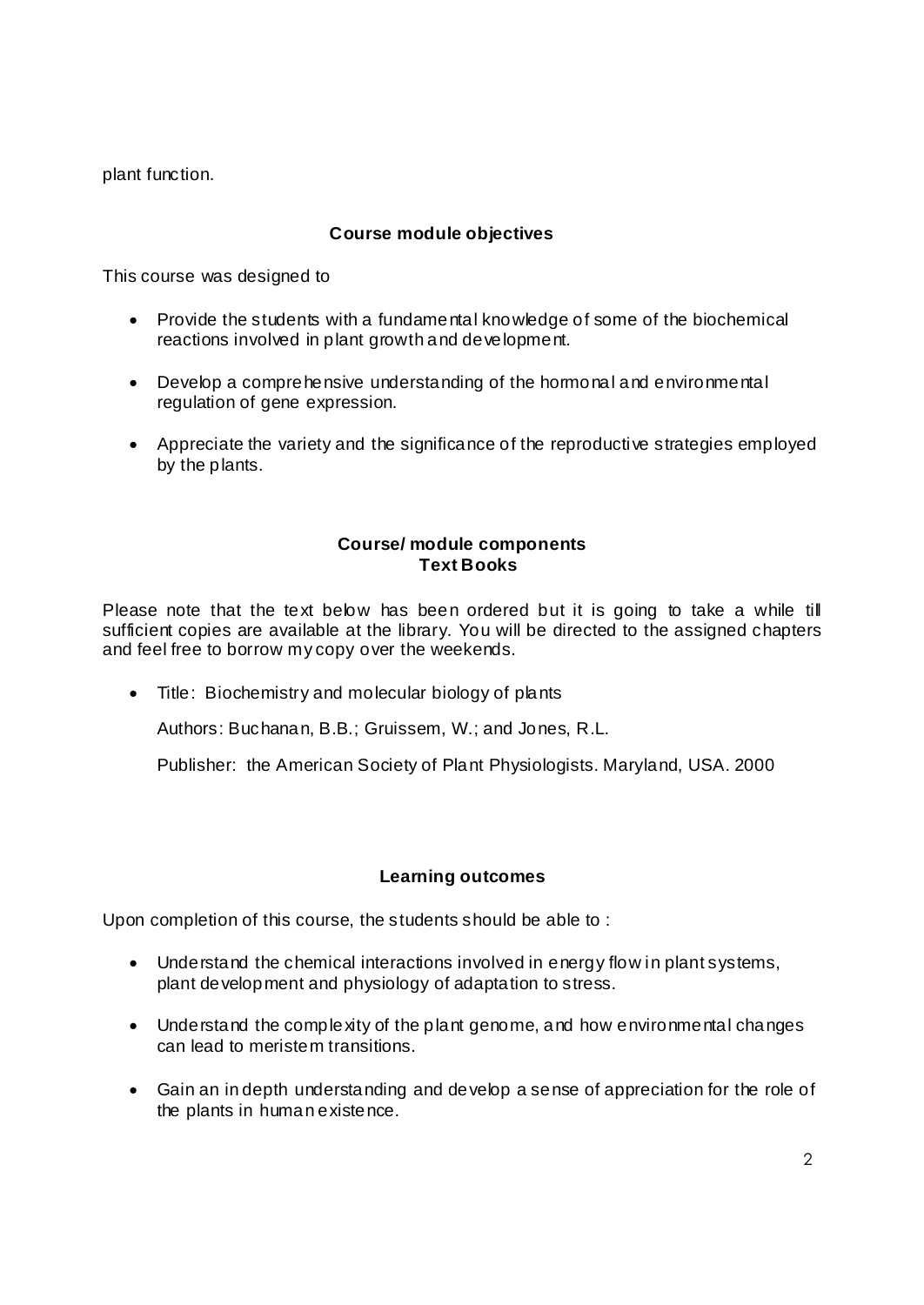plant function.

### Course module objectives

This course was designed to

- Provide the students with a fundamental knowledge of some of the biochemical reactions involved in plant growth and development.
- Develop a comprehensive understanding of the hormonal and environmental regulation of gene expression.
- Appreciate the variety and the significance of the reproductive strategies employed by the plants.

### Course/ module components
### Text Books

Please note that the text below has been ordered but it is going to take a while till sufficient copies are available at the library. You will be directed to the assigned chapters and feel free to borrow my copy over the weekends.

- Title: Biochemistry and molecular biology of plants

  Authors: Buchanan, B.B.; Gruissem, W.; and Jones, R.L.

  Publisher: the American Society of Plant Physiologists. Maryland, USA. 2000

### Learning outcomes

Upon completion of this course, the students should be able to :

- Understand the chemical interactions involved in energy flow in plant systems, plant development and physiology of adaptation to stress.
- Understand the complexity of the plant genome, and how environmental changes can lead to meristem transitions.
- Gain an in depth understanding and develop a sense of appreciation for the role of the plants in human existence.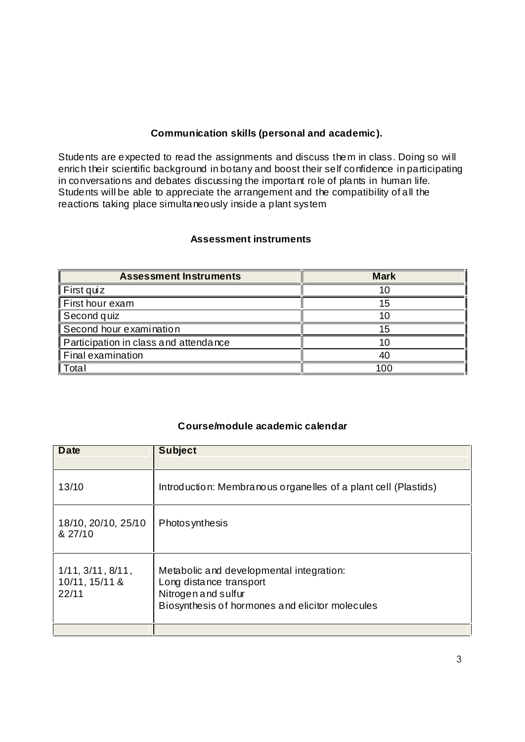### Communication skills (personal and academic).

Students are expected to read the assignments and discuss them in class. Doing so will enrich their scientific background in botany and boost their self confidence in participating in conversations and debates discussing the important role of plants in human life. Students will be able to appreciate the arrangement and the compatibility of all the reactions taking place simultaneously inside a plant system

### Assessment instruments

| Assessment Instruments | Mark |
|---|---|
| First quiz | 10 |
| First hour exam | 15 |
| Second quiz | 10 |
| Second hour examination | 15 |
| Participation in class and attendance | 10 |
| Final examination | 40 |
| Total | 100 |

### Course/module academic calendar

| Date | Subject |
|---|---|
| 13/10 | Introduction: Membranous organelles of a plant cell (Plastids) |
| 18/10, 20/10, 25/10 & 27/10 | Photosynthesis |
| 1/11, 3/11, 8/11, 10/11, 15/11 & 22/11 | Metabolic and developmental integration:<br>Long distance transport<br>Nitrogen and sulfur<br>Biosynthesis of hormones and elicitor molecules |
| | |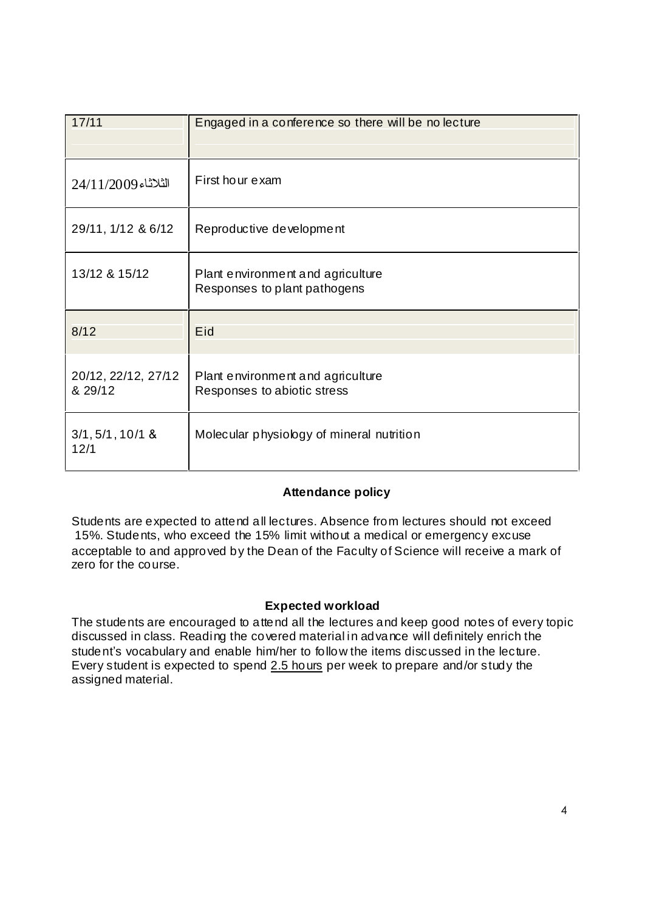| | |
|---|---|
| 17/11 | Engaged in a conference so there will be no lecture |
| الثلاثاء24/11/2009 | First hour exam |
| 29/11, 1/12 & 6/12 | Reproductive development |
| 13/12 & 15/12 | Plant environment and agriculture<br>Responses to plant pathogens |
| 8/12 | Eid |
| 20/12, 22/12, 27/12 & 29/12 | Plant environment and agriculture<br>Responses to abiotic stress |
| 3/1, 5/1, 10/1 & 12/1 | Molecular physiology of mineral nutrition |

### Attendance policy

Students are expected to attend all lectures. Absence from lectures should not exceed 15%. Students, who exceed the 15% limit without a medical or emergency excuse acceptable to and approved by the Dean of the Faculty of Science will receive a mark of zero for the course.

### Expected workload

The students are encouraged to attend all the lectures and keep good notes of every topic discussed in class. Reading the covered material in advance will definitely enrich the student's vocabulary and enable him/her to follow the items discussed in the lecture. Every student is expected to spend <u>2.5 hours</u> per week to prepare and/or study the assigned material.